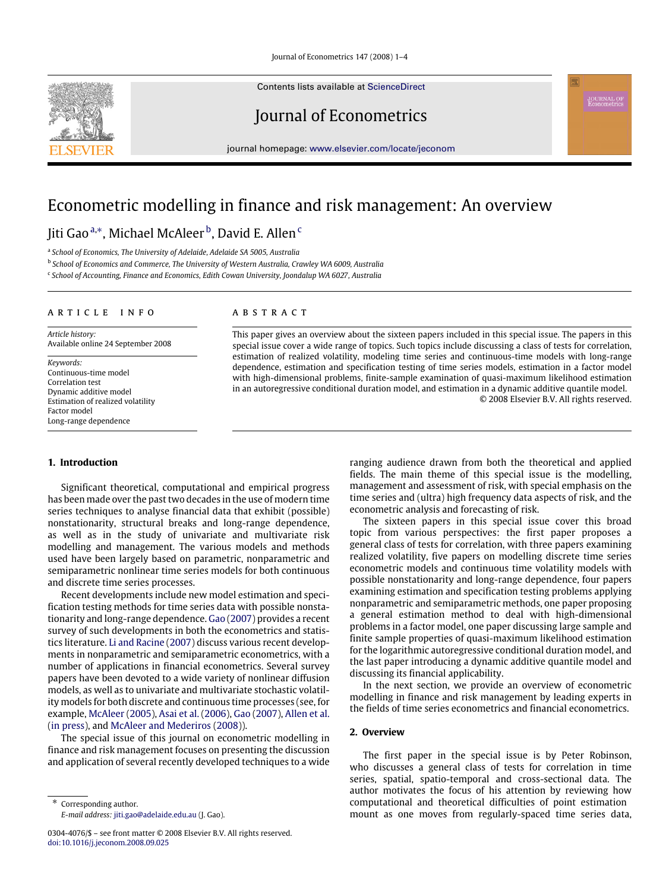Contents lists available at ScienceDirect

# Journal of Econometrics

journal homepage: www.elsevier.com/locate/jeconom

# Econometric modelling in finance and risk management: An overview

Jiti Gao [a,*], Michael McAleer [b], David E. Allen [c]

[a] School of Economics, The University of Adelaide, Adelaide SA 5005, Australia

[b] School of Economics and Commerce, The University of Western Australia, Crawley WA 6009, Australia

[c] School of Accounting, Finance and Economics, Edith Cowan University, Joondalup WA 6027, Australia

**ARTICLE INFO**

*Article history:*
Available online 24 September 2008

*Keywords:*
Continuous-time model
Correlation test
Dynamic additive model
Estimation of realized volatility
Factor model
Long-range dependence

**ABSTRACT**

This paper gives an overview about the sixteen papers included in this special issue. The papers in this special issue cover a wide range of topics. Such topics include discussing a class of tests for correlation, estimation of realized volatility, modeling time series and continuous-time models with long-range dependence, estimation and specification testing of time series models, estimation in a factor model with high-dimensional problems, finite-sample examination of quasi-maximum likelihood estimation in an autoregressive conditional duration model, and estimation in a dynamic additive quantile model.

© 2008 Elsevier B.V. All rights reserved.

## 1. Introduction

Significant theoretical, computational and empirical progress has been made over the past two decades in the use of modern time series techniques to analyse financial data that exhibit (possible) nonstationarity, structural breaks and long-range dependence, as well as in the study of univariate and multivariate risk modelling and management. The various models and methods used have been largely based on parametric, nonparametric and semiparametric nonlinear time series models for both continuous and discrete time series processes.

Recent developments include new model estimation and specification testing methods for time series data with possible nonstationarity and long-range dependence. Gao (2007) provides a recent survey of such developments in both the econometrics and statistics literature. Li and Racine (2007) discuss various recent developments in nonparametric and semiparametric econometrics, with a number of applications in financial econometrics. Several survey papers have been devoted to a wide variety of nonlinear diffusion models, as well as to univariate and multivariate stochastic volatility models for both discrete and continuous time processes (see, for example, McAleer (2005), Asai et al. (2006), Gao (2007), Allen et al. (in press), and McAleer and Mederiros (2008)).

The special issue of this journal on econometric modelling in finance and risk management focuses on presenting the discussion and application of several recently developed techniques to a wide ranging audience drawn from both the theoretical and applied fields. The main theme of this special issue is the modelling, management and assessment of risk, with special emphasis on the time series and (ultra) high frequency data aspects of risk, and the econometric analysis and forecasting of risk.

The sixteen papers in this special issue cover this broad topic from various perspectives: the first paper proposes a general class of tests for correlation, with three papers examining realized volatility, five papers on modelling discrete time series econometric models and continuous time volatility models with possible nonstationarity and long-range dependence, four papers examining estimation and specification testing problems applying nonparametric and semiparametric methods, one paper proposing a general estimation method to deal with high-dimensional problems in a factor model, one paper discussing large sample and finite sample properties of quasi-maximum likelihood estimation for the logarithmic autoregressive conditional duration model, and the last paper introducing a dynamic additive quantile model and discussing its financial applicability.

In the next section, we provide an overview of econometric modelling in finance and risk management by leading experts in the fields of time series econometrics and financial econometrics.

## 2. Overview

The first paper in the special issue is by Peter Robinson, who discusses a general class of tests for correlation in time series, spatial, spatio-temporal and cross-sectional data. The author motivates the focus of his attention by reviewing how computational and theoretical difficulties of point estimation mount as one moves from regularly-spaced time series data,

* Corresponding author.
*E-mail address:* jiti.gao@adelaide.edu.au (J. Gao).

0304-4076/$ – see front matter © 2008 Elsevier B.V. All rights reserved.
doi:10.1016/j.jeconom.2008.09.025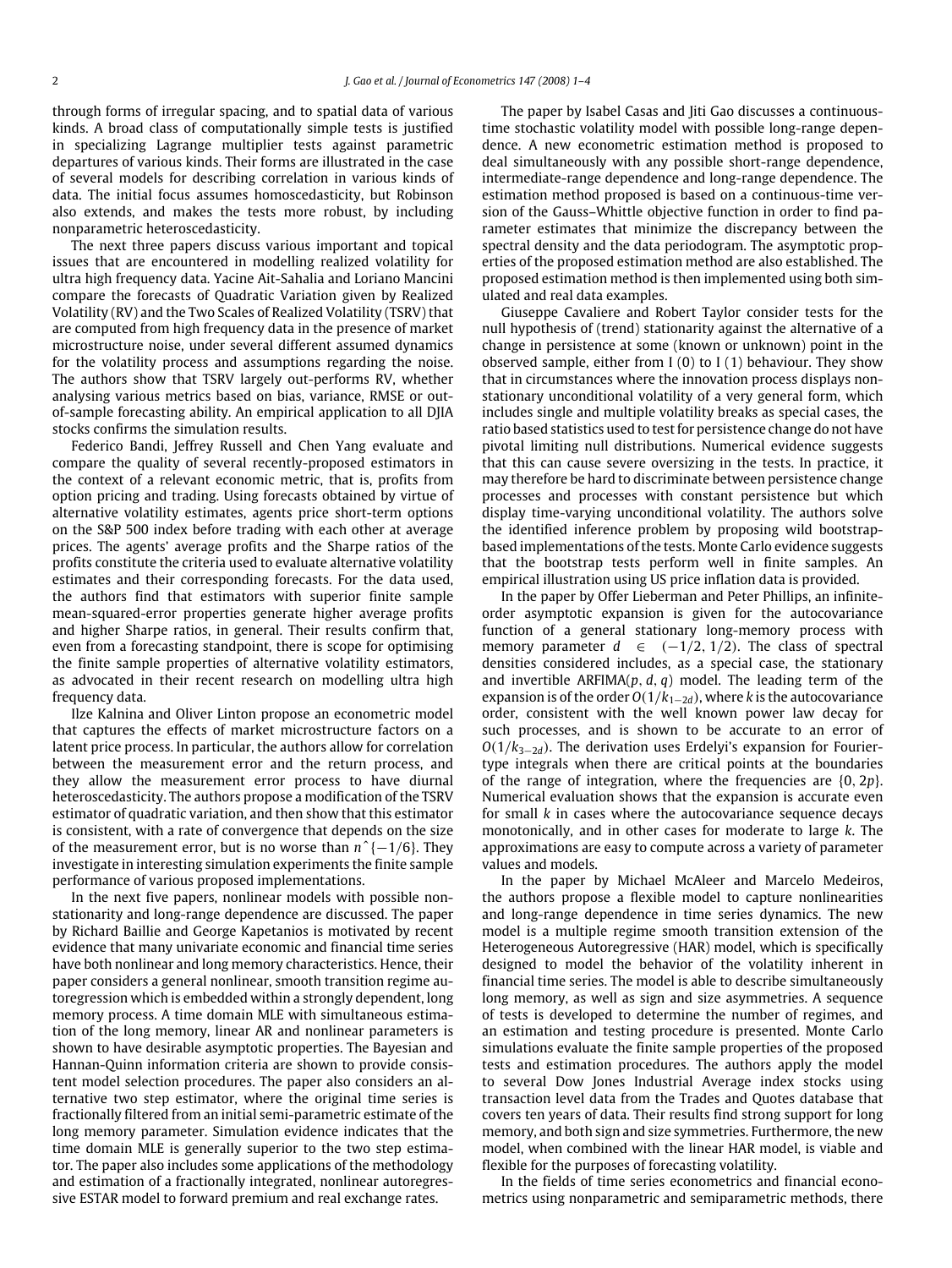through forms of irregular spacing, and to spatial data of various kinds. A broad class of computationally simple tests is justified in specializing Lagrange multiplier tests against parametric departures of various kinds. Their forms are illustrated in the case of several models for describing correlation in various kinds of data. The initial focus assumes homoscedasticity, but Robinson also extends, and makes the tests more robust, by including nonparametric heteroscedasticity.

The next three papers discuss various important and topical issues that are encountered in modelling realized volatility for ultra high frequency data. Yacine Ait-Sahalia and Loriano Mancini compare the forecasts of Quadratic Variation given by Realized Volatility (RV) and the Two Scales of Realized Volatility (TSRV) that are computed from high frequency data in the presence of market microstructure noise, under several different assumed dynamics for the volatility process and assumptions regarding the noise. The authors show that TSRV largely out-performs RV, whether analysing various metrics based on bias, variance, RMSE or out-of-sample forecasting ability. An empirical application to all DJIA stocks confirms the simulation results.

Federico Bandi, Jeffrey Russell and Chen Yang evaluate and compare the quality of several recently-proposed estimators in the context of a relevant economic metric, that is, profits from option pricing and trading. Using forecasts obtained by virtue of alternative volatility estimates, agents price short-term options on the S&P 500 index before trading with each other at average prices. The agents' average profits and the Sharpe ratios of the profits constitute the criteria used to evaluate alternative volatility estimates and their corresponding forecasts. For the data used, the authors find that estimators with superior finite sample mean-squared-error properties generate higher average profits and higher Sharpe ratios, in general. Their results confirm that, even from a forecasting standpoint, there is scope for optimising the finite sample properties of alternative volatility estimators, as advocated in their recent research on modelling ultra high frequency data.

Ilze Kalnina and Oliver Linton propose an econometric model that captures the effects of market microstructure factors on a latent price process. In particular, the authors allow for correlation between the measurement error and the return process, and they allow the measurement error process to have diurnal heteroscedasticity. The authors propose a modification of the TSRV estimator of quadratic variation, and then show that this estimator is consistent, with a rate of convergence that depends on the size of the measurement error, but is no worse than n^{−1/6}. They investigate in interesting simulation experiments the finite sample performance of various proposed implementations.

In the next five papers, nonlinear models with possible non-stationarity and long-range dependence are discussed. The paper by Richard Baillie and George Kapetanios is motivated by recent evidence that many univariate economic and financial time series have both nonlinear and long memory characteristics. Hence, their paper considers a general nonlinear, smooth transition regime autoregression which is embedded within a strongly dependent, long memory process. A time domain MLE with simultaneous estimation of the long memory, linear AR and nonlinear parameters is shown to have desirable asymptotic properties. The Bayesian and Hannan-Quinn information criteria are shown to provide consistent model selection procedures. The paper also considers an alternative two step estimator, where the original time series is fractionally filtered from an initial semi-parametric estimate of the long memory parameter. Simulation evidence indicates that the time domain MLE is generally superior to the two step estimator. The paper also includes some applications of the methodology and estimation of a fractionally integrated, nonlinear autoregressive ESTAR model to forward premium and real exchange rates.

The paper by Isabel Casas and Jiti Gao discusses a continuous-time stochastic volatility model with possible long-range dependence. A new econometric estimation method is proposed to deal simultaneously with any possible short-range dependence, intermediate-range dependence and long-range dependence. The estimation method proposed is based on a continuous-time version of the Gauss–Whittle objective function in order to find parameter estimates that minimize the discrepancy between the spectral density and the data periodogram. The asymptotic properties of the proposed estimation method are also established. The proposed estimation method is then implemented using both simulated and real data examples.

Giuseppe Cavaliere and Robert Taylor consider tests for the null hypothesis of (trend) stationarity against the alternative of a change in persistence at some (known or unknown) point in the observed sample, either from I (0) to I (1) behaviour. They show that in circumstances where the innovation process displays non-stationary unconditional volatility of a very general form, which includes single and multiple volatility breaks as special cases, the ratio based statistics used to test for persistence change do not have pivotal limiting null distributions. Numerical evidence suggests that this can cause severe oversizing in the tests. In practice, it may therefore be hard to discriminate between persistence change processes and processes with constant persistence but which display time-varying unconditional volatility. The authors solve the identified inference problem by proposing wild bootstrap-based implementations of the tests. Monte Carlo evidence suggests that the bootstrap tests perform well in finite samples. An empirical illustration using US price inflation data is provided.

In the paper by Offer Lieberman and Peter Phillips, an infinite-order asymptotic expansion is given for the autocovariance function of a general stationary long-memory process with memory parameter $d \in (-1/2, 1/2)$. The class of spectral densities considered includes, as a special case, the stationary and invertible ARFIMA$(p, d, q)$ model. The leading term of the expansion is of the order $O(1/k_{1-2d})$, where $k$ is the autocovariance order, consistent with the well known power law decay for such processes, and is shown to be accurate to an error of $O(1/k_{3-2d})$. The derivation uses Erdelyi's expansion for Fourier-type integrals when there are critical points at the boundaries of the range of integration, where the frequencies are $\{0, 2p\}$. Numerical evaluation shows that the expansion is accurate even for small $k$ in cases where the autocovariance sequence decays monotonically, and in other cases for moderate to large $k$. The approximations are easy to compute across a variety of parameter values and models.

In the paper by Michael McAleer and Marcelo Medeiros, the authors propose a flexible model to capture nonlinearities and long-range dependence in time series dynamics. The new model is a multiple regime smooth transition extension of the Heterogeneous Autoregressive (HAR) model, which is specifically designed to model the behavior of the volatility inherent in financial time series. The model is able to describe simultaneously long memory, as well as sign and size asymmetries. A sequence of tests is developed to determine the number of regimes, and an estimation and testing procedure is presented. Monte Carlo simulations evaluate the finite sample properties of the proposed tests and estimation procedures. The authors apply the model to several Dow Jones Industrial Average index stocks using transaction level data from the Trades and Quotes database that covers ten years of data. Their results find strong support for long memory, and both sign and size symmetries. Furthermore, the new model, when combined with the linear HAR model, is viable and flexible for the purposes of forecasting volatility.

In the fields of time series econometrics and financial econometrics using nonparametric and semiparametric methods, there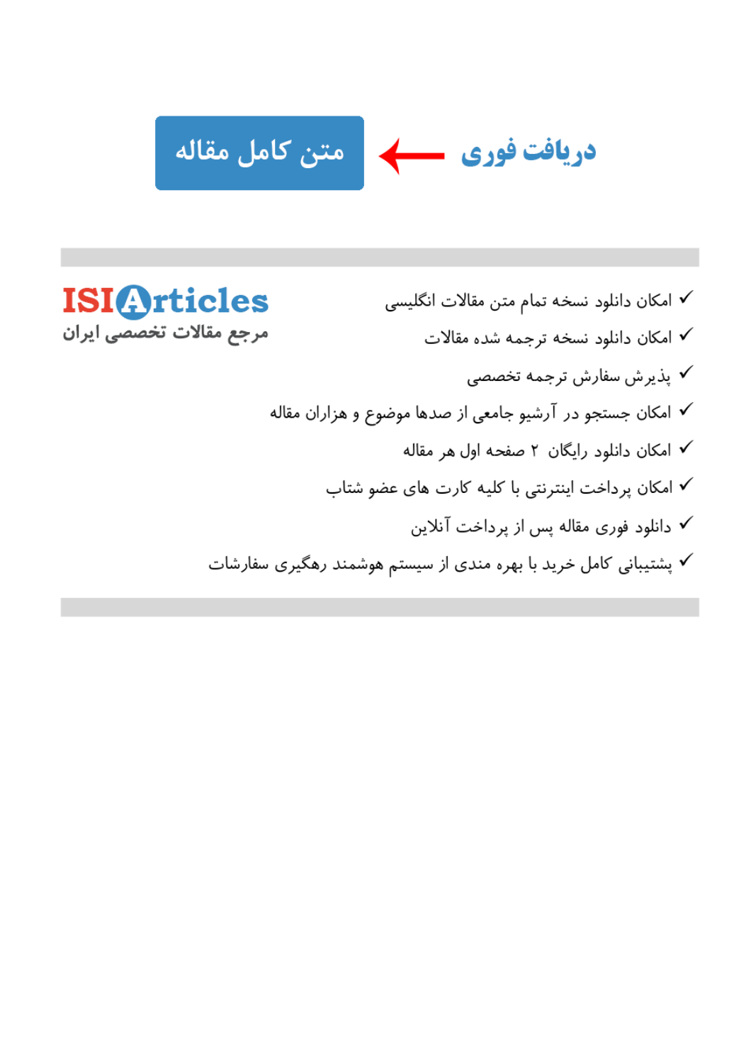**دریافت فوری** ← **متن کامل مقاله**

**ISIArticles**
**مرجع مقالات تخصصی ایران**

- ✓ امکان دانلود نسخه تمام متن مقالات انگلیسی
- ✓ امکان دانلود نسخه ترجمه شده مقالات
- ✓ پذیرش سفارش ترجمه تخصصی
- ✓ امکان جستجو در آرشیو جامعی از صدها موضوع و هزاران مقاله
- ✓ امکان دانلود رایگان ۲ صفحه اول هر مقاله
- ✓ امکان پرداخت اینترنتی با کلیه کارت های عضو شتاب
- ✓ دانلود فوری مقاله پس از پرداخت آنلاین
- ✓ پشتیبانی کامل خرید با بهره مندی از سیستم هوشمند رهگیری سفارشات